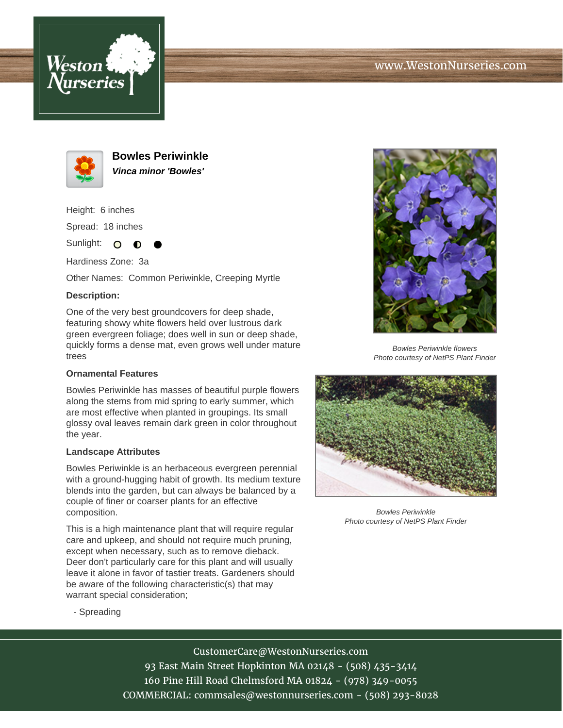# Bowles Periwinkle

***Vinca minor 'Bowles'***

Height: 6 inches

Spread: 18 inches

Sunlight: ○ ◐ ●

Hardiness Zone: 3a

Other Names: Common Periwinkle, Creeping Myrtle

**Description:**

One of the very best groundcovers for deep shade, featuring showy white flowers held over lustrous dark green evergreen foliage; does well in sun or deep shade, quickly forms a dense mat, even grows well under mature trees

**Ornamental Features**

Bowles Periwinkle has masses of beautiful purple flowers along the stems from mid spring to early summer, which are most effective when planted in groupings. Its small glossy oval leaves remain dark green in color throughout the year.

**Landscape Attributes**

Bowles Periwinkle is an herbaceous evergreen perennial with a ground-hugging habit of growth. Its medium texture blends into the garden, but can always be balanced by a couple of finer or coarser plants for an effective composition.

This is a high maintenance plant that will require regular care and upkeep, and should not require much pruning, except when necessary, such as to remove dieback. Deer don't particularly care for this plant and will usually leave it alone in favor of tastier treats. Gardeners should be aware of the following characteristic(s) that may warrant special consideration;

- Spreading

*Bowles Periwinkle flowers*
*Photo courtesy of NetPS Plant Finder*

*Bowles Periwinkle*
*Photo courtesy of NetPS Plant Finder*

CustomerCare@WestonNurseries.com
93 East Main Street Hopkinton MA 02148 - (508) 435-3414
160 Pine Hill Road Chelmsford MA 01824 - (978) 349-0055
COMMERCIAL: commsales@westonnurseries.com - (508) 293-8028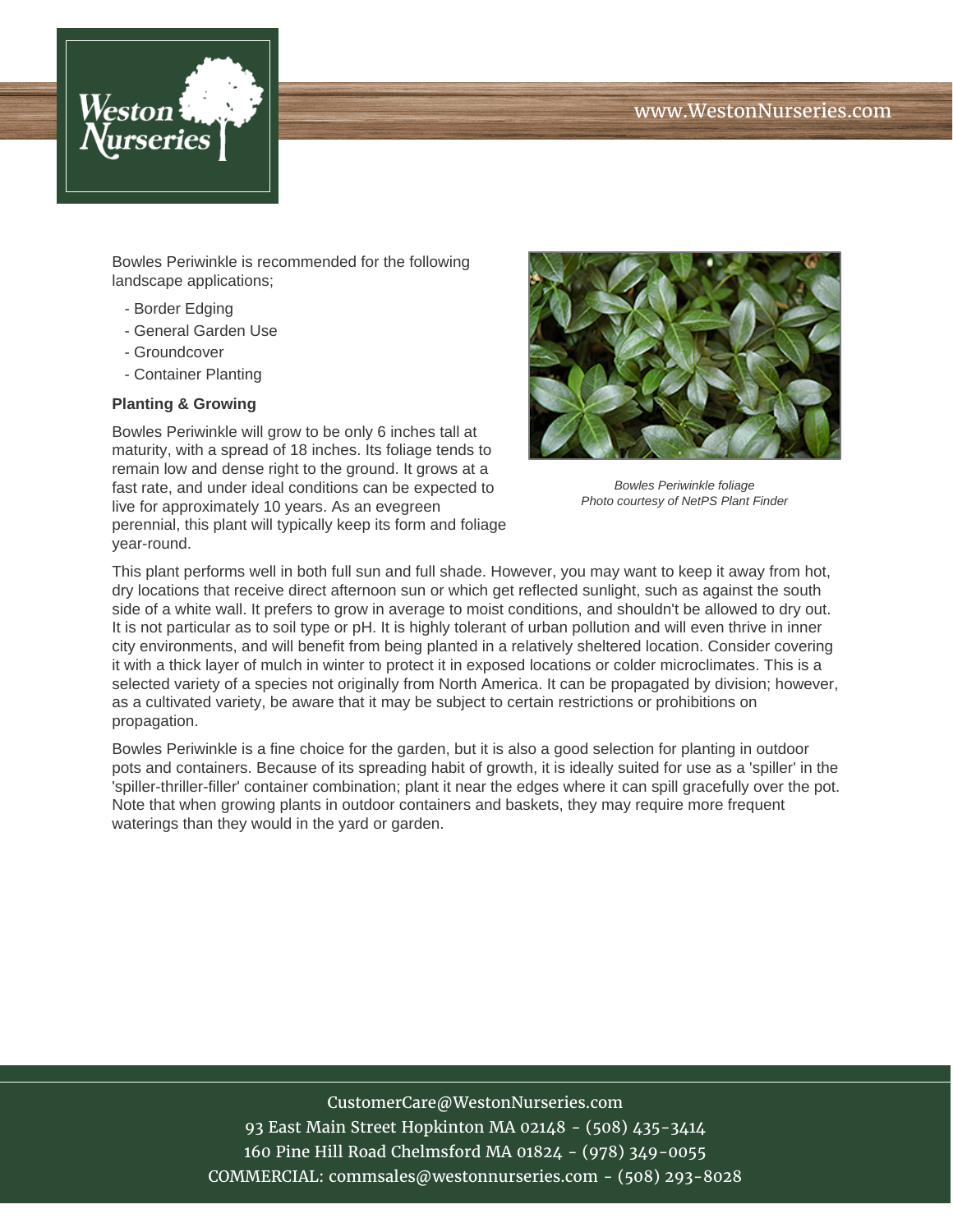Bowles Periwinkle is recommended for the following landscape applications;

- Border Edging
- General Garden Use
- Groundcover
- Container Planting

**Planting & Growing**

Bowles Periwinkle will grow to be only 6 inches tall at maturity, with a spread of 18 inches. Its foliage tends to remain low and dense right to the ground. It grows at a fast rate, and under ideal conditions can be expected to live for approximately 10 years. As an evegreen perennial, this plant will typically keep its form and foliage year-round.

*Bowles Periwinkle foliage*
*Photo courtesy of NetPS Plant Finder*

This plant performs well in both full sun and full shade. However, you may want to keep it away from hot, dry locations that receive direct afternoon sun or which get reflected sunlight, such as against the south side of a white wall. It prefers to grow in average to moist conditions, and shouldn't be allowed to dry out. It is not particular as to soil type or pH. It is highly tolerant of urban pollution and will even thrive in inner city environments, and will benefit from being planted in a relatively sheltered location. Consider covering it with a thick layer of mulch in winter to protect it in exposed locations or colder microclimates. This is a selected variety of a species not originally from North America. It can be propagated by division; however, as a cultivated variety, be aware that it may be subject to certain restrictions or prohibitions on propagation.

Bowles Periwinkle is a fine choice for the garden, but it is also a good selection for planting in outdoor pots and containers. Because of its spreading habit of growth, it is ideally suited for use as a 'spiller' in the 'spiller-thriller-filler' container combination; plant it near the edges where it can spill gracefully over the pot. Note that when growing plants in outdoor containers and baskets, they may require more frequent waterings than they would in the yard or garden.